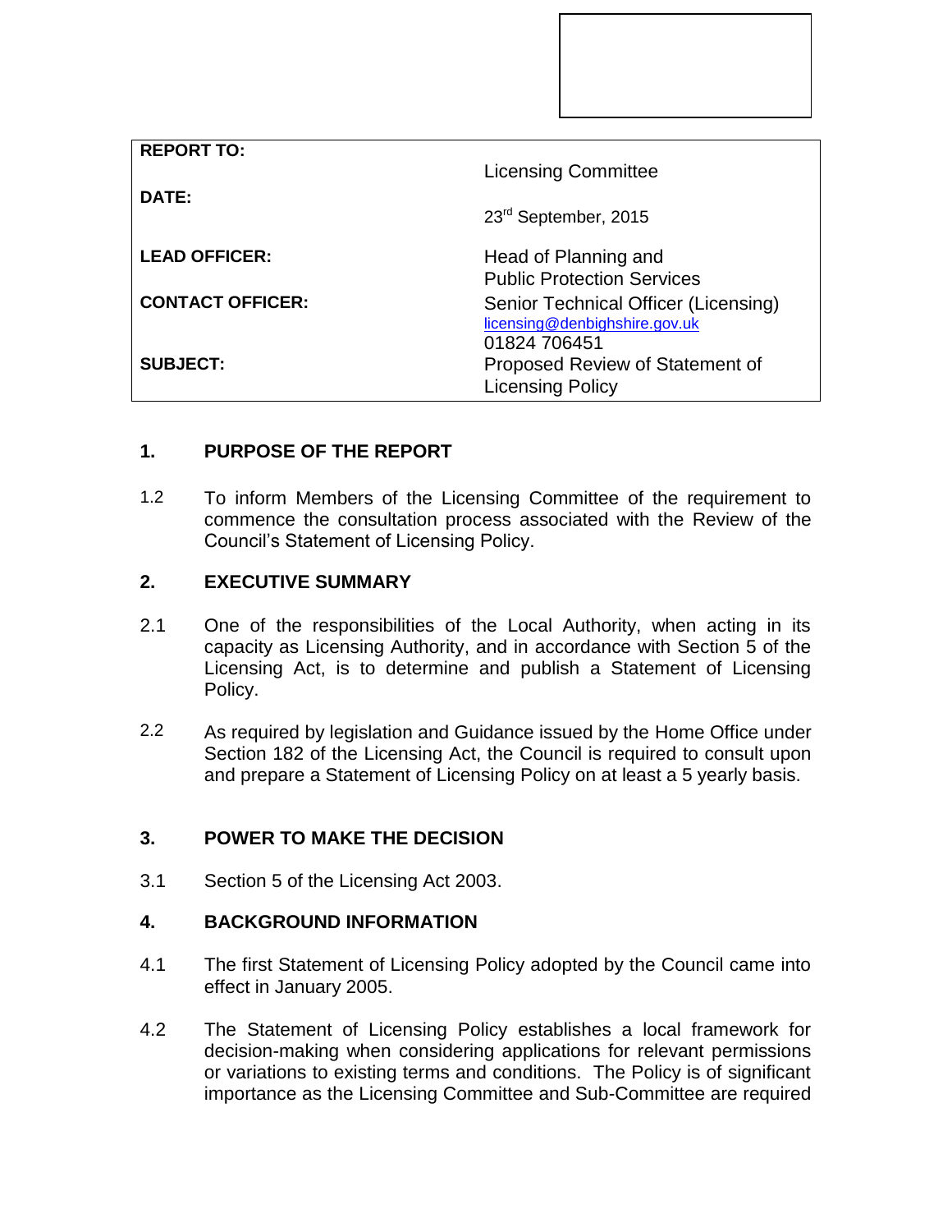| REPORT TO: | Licensing Committee |
| --- | --- |
| DATE: | 23rd September, 2015 |
| LEAD OFFICER: | Head of Planning and Public Protection Services |
| CONTACT OFFICER: | Senior Technical Officer (Licensing) licensing@denbighshire.gov.uk 01824 706451 |
| SUBJECT: | Proposed Review of Statement of Licensing Policy |

## 1. PURPOSE OF THE REPORT

1.2 To inform Members of the Licensing Committee of the requirement to commence the consultation process associated with the Review of the Council's Statement of Licensing Policy.

## 2. EXECUTIVE SUMMARY

2.1 One of the responsibilities of the Local Authority, when acting in its capacity as Licensing Authority, and in accordance with Section 5 of the Licensing Act, is to determine and publish a Statement of Licensing Policy.

2.2 As required by legislation and Guidance issued by the Home Office under Section 182 of the Licensing Act, the Council is required to consult upon and prepare a Statement of Licensing Policy on at least a 5 yearly basis.

## 3. POWER TO MAKE THE DECISION

3.1 Section 5 of the Licensing Act 2003.

## 4. BACKGROUND INFORMATION

4.1 The first Statement of Licensing Policy adopted by the Council came into effect in January 2005.

4.2 The Statement of Licensing Policy establishes a local framework for decision-making when considering applications for relevant permissions or variations to existing terms and conditions. The Policy is of significant importance as the Licensing Committee and Sub-Committee are required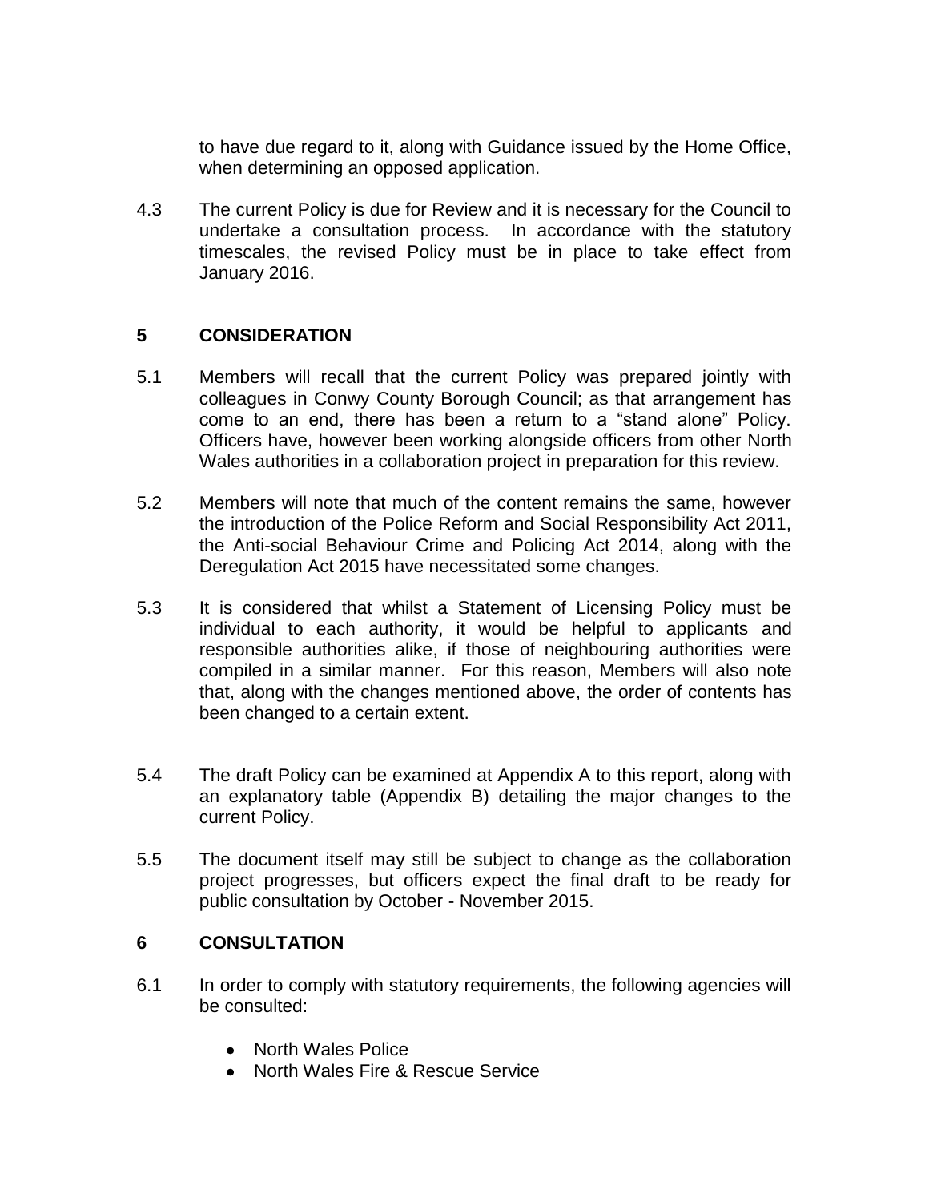to have due regard to it, along with Guidance issued by the Home Office, when determining an opposed application.

4.3 The current Policy is due for Review and it is necessary for the Council to undertake a consultation process. In accordance with the statutory timescales, the revised Policy must be in place to take effect from January 2016.

## 5 CONSIDERATION

5.1 Members will recall that the current Policy was prepared jointly with colleagues in Conwy County Borough Council; as that arrangement has come to an end, there has been a return to a "stand alone" Policy. Officers have, however been working alongside officers from other North Wales authorities in a collaboration project in preparation for this review.

5.2 Members will note that much of the content remains the same, however the introduction of the Police Reform and Social Responsibility Act 2011, the Anti-social Behaviour Crime and Policing Act 2014, along with the Deregulation Act 2015 have necessitated some changes.

5.3 It is considered that whilst a Statement of Licensing Policy must be individual to each authority, it would be helpful to applicants and responsible authorities alike, if those of neighbouring authorities were compiled in a similar manner. For this reason, Members will also note that, along with the changes mentioned above, the order of contents has been changed to a certain extent.

5.4 The draft Policy can be examined at Appendix A to this report, along with an explanatory table (Appendix B) detailing the major changes to the current Policy.

5.5 The document itself may still be subject to change as the collaboration project progresses, but officers expect the final draft to be ready for public consultation by October - November 2015.

## 6 CONSULTATION

6.1 In order to comply with statutory requirements, the following agencies will be consulted:

- North Wales Police
- North Wales Fire & Rescue Service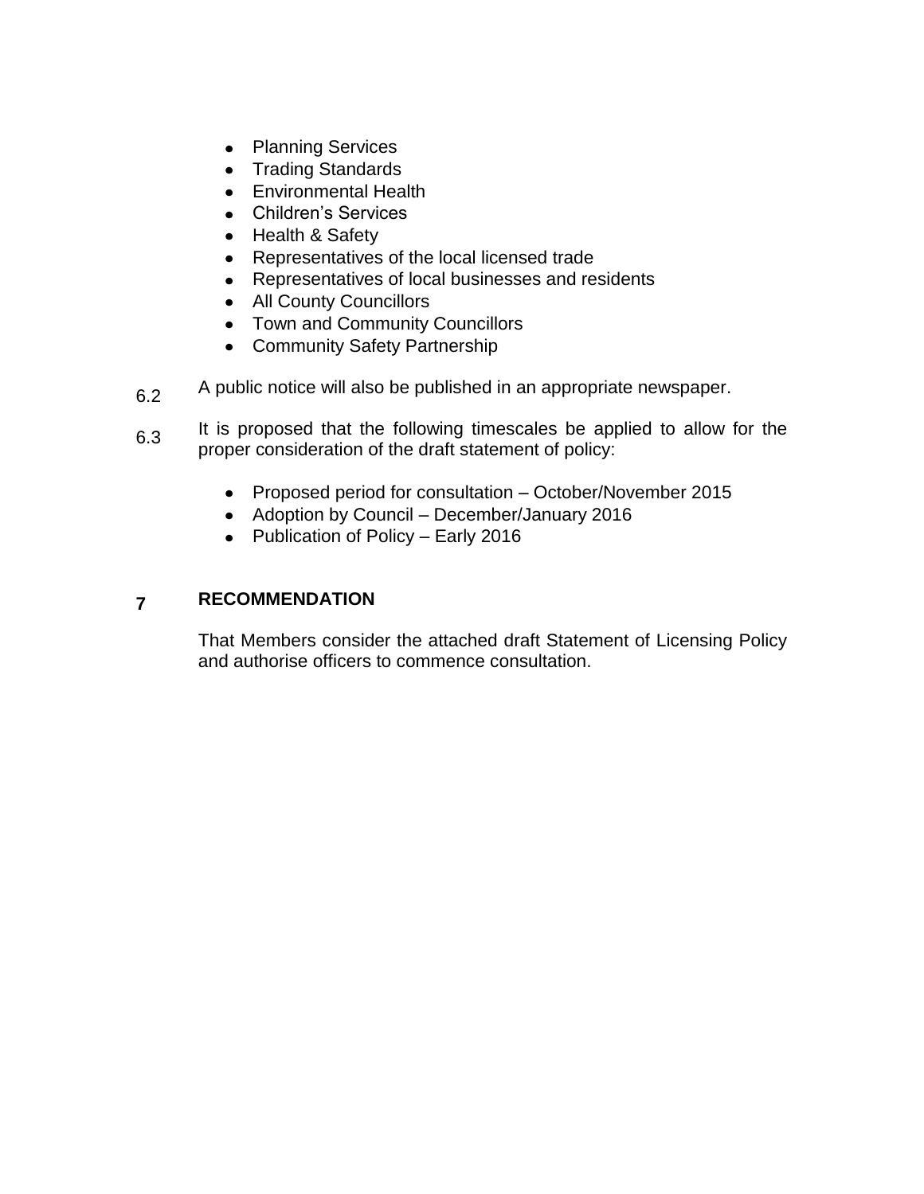- Planning Services
- Trading Standards
- Environmental Health
- Children's Services
- Health & Safety
- Representatives of the local licensed trade
- Representatives of local businesses and residents
- All County Councillors
- Town and Community Councillors
- Community Safety Partnership

6.2 A public notice will also be published in an appropriate newspaper.

6.3 It is proposed that the following timescales be applied to allow for the proper consideration of the draft statement of policy:

- Proposed period for consultation – October/November 2015
- Adoption by Council – December/January 2016
- Publication of Policy – Early 2016

## 7 RECOMMENDATION

That Members consider the attached draft Statement of Licensing Policy and authorise officers to commence consultation.